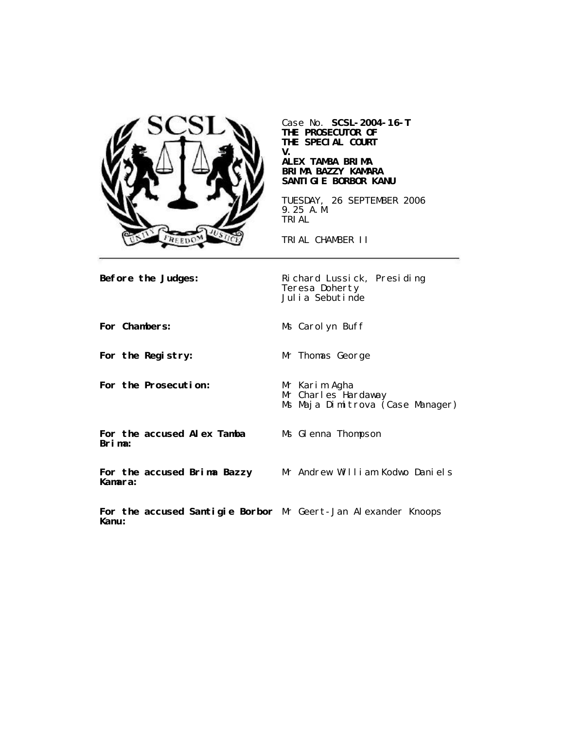Case No. **SCSL-2004-16-T**
**THE PROSECUTOR OF THE SPECIAL COURT**
**V.**
**ALEX TAMBA BRIMA**
**BRIMA BAZZY KAMARA**
**SANTIGIE BORBOR KANU**

TUESDAY, 26 SEPTEMBER 2006
9.25 A.M.
TRIAL

TRIAL CHAMBER II

**Before the Judges:** Richard Lussick, Presiding
Teresa Doherty
Julia Sebutinde

**For Chambers:** Ms Carolyn Buff

**For the Registry:** Mr Thomas George

**For the Prosecution:** Mr Karim Agha
Mr Charles Hardaway
Ms Maja Dimitrova (Case Manager)

**For the accused Alex Tamba Brima:** Ms Glenna Thompson

**For the accused Brima Bazzy Kamara:** Mr Andrew William Kodwo Daniels

**For the accused Santigie Borbor Kanu:** Mr Geert-Jan Alexander Knoops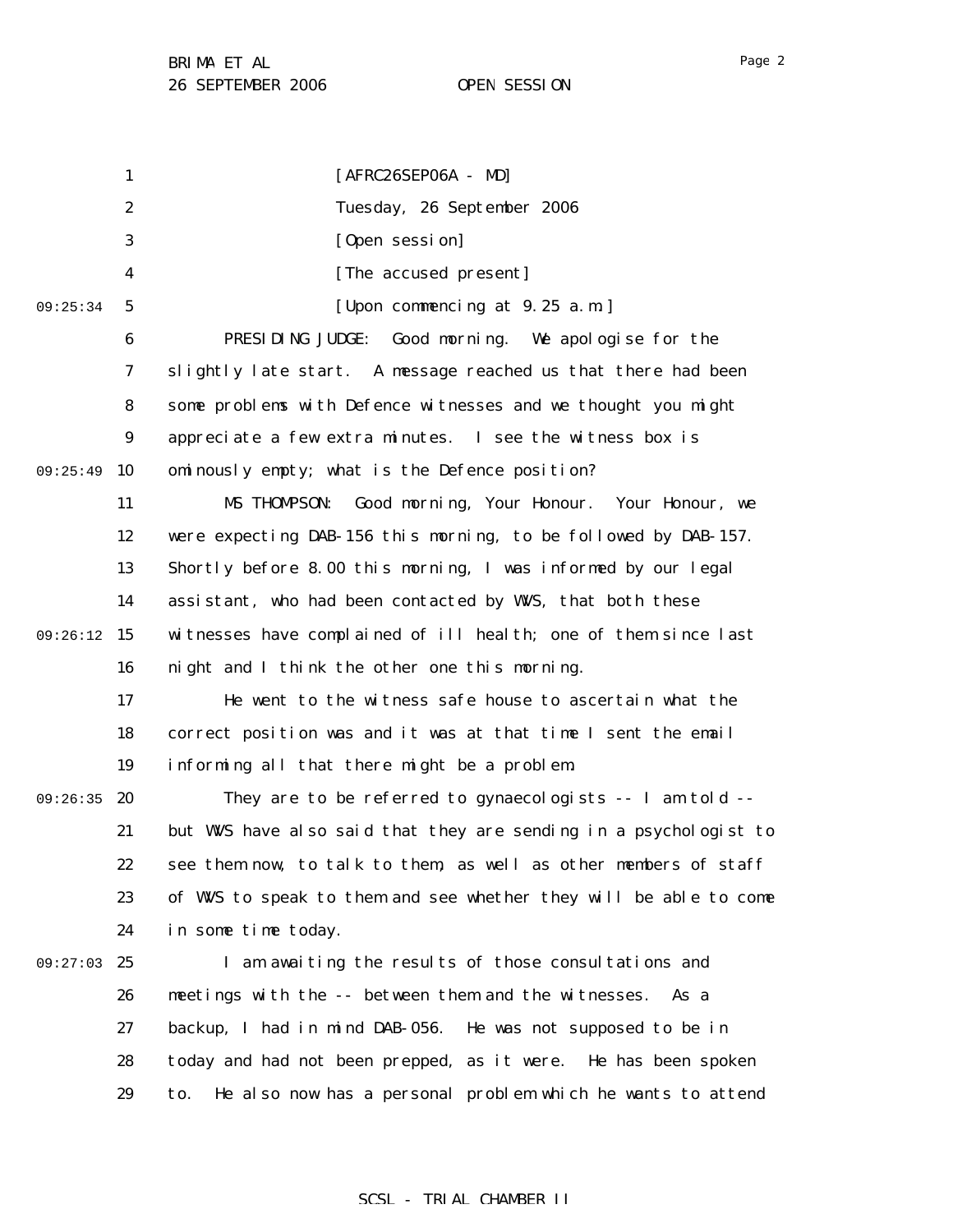[AFRC26SEP06A - MD]

Tuesday, 26 September 2006

[Open session]

[The accused present]

[Upon commencing at 9.25 a.m.]

PRESIDING JUDGE: Good morning. We apologise for the slightly late start. A message reached us that there had been some problems with Defence witnesses and we thought you might appreciate a few extra minutes. I see the witness box is ominously empty; what is the Defence position?

MS THOMPSON: Good morning, Your Honour. Your Honour, we were expecting DAB-156 this morning, to be followed by DAB-157. Shortly before 8.00 this morning, I was informed by our legal assistant, who had been contacted by WVS, that both these witnesses have complained of ill health; one of them since last night and I think the other one this morning.

He went to the witness safe house to ascertain what the correct position was and it was at that time I sent the email informing all that there might be a problem.

They are to be referred to gynaecologists -- I am told -- but WVS have also said that they are sending in a psychologist to see them now, to talk to them, as well as other members of staff of WVS to speak to them and see whether they will be able to come in some time today.

I am awaiting the results of those consultations and meetings with the -- between them and the witnesses. As a backup, I had in mind DAB-056. He was not supposed to be in today and had not been prepped, as it were. He has been spoken to. He also now has a personal problem which he wants to attend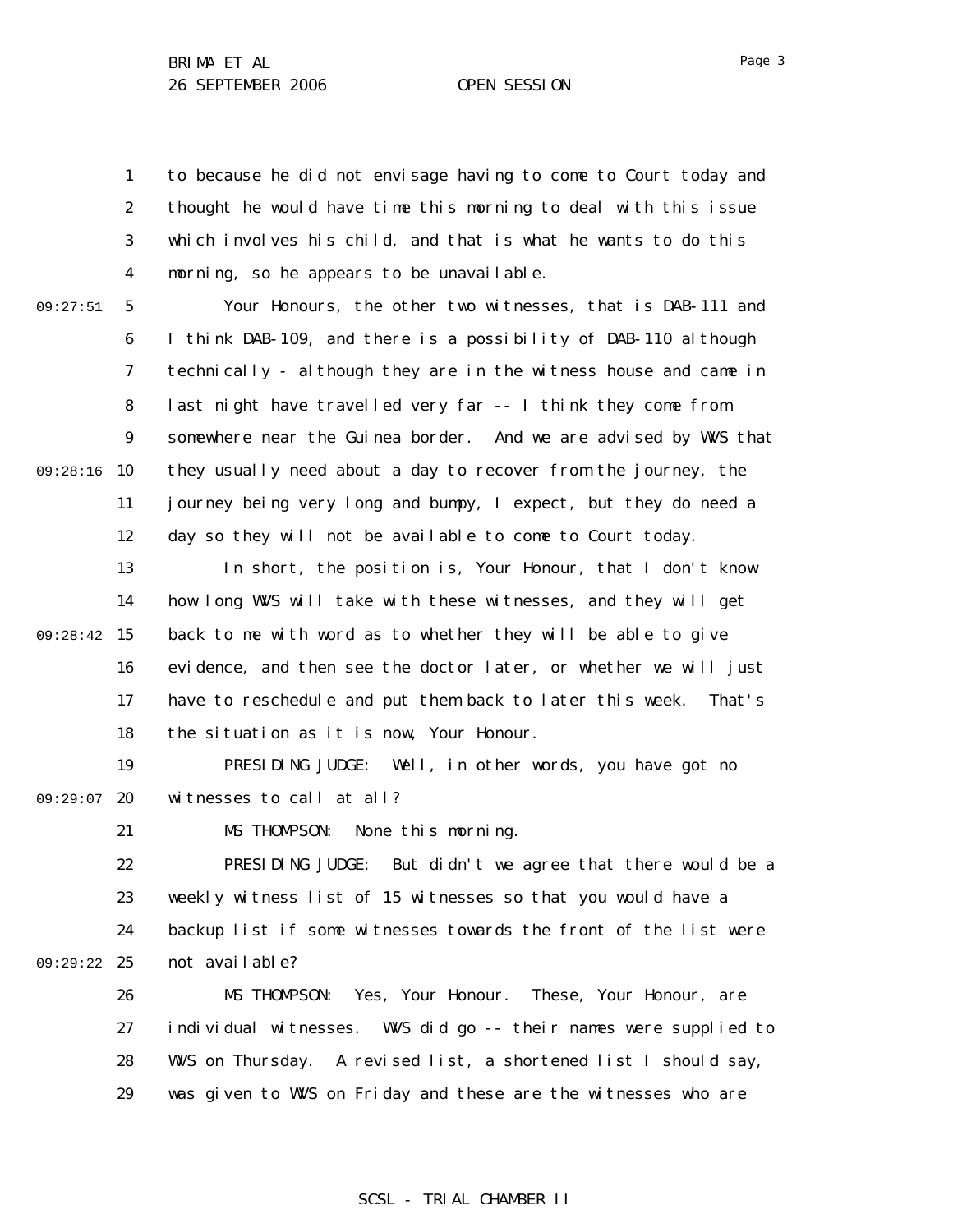to because he did not envisage having to come to Court today and thought he would have time this morning to deal with this issue which involves his child, and that is what he wants to do this morning, so he appears to be unavailable.

Your Honours, the other two witnesses, that is DAB-111 and I think DAB-109, and there is a possibility of DAB-110 although technically - although they are in the witness house and came in last night have travelled very far -- I think they come from somewhere near the Guinea border. And we are advised by WVS that they usually need about a day to recover from the journey, the journey being very long and bumpy, I expect, but they do need a day so they will not be available to come to Court today.

In short, the position is, Your Honour, that I don't know how long WVS will take with these witnesses, and they will get back to me with word as to whether they will be able to give evidence, and then see the doctor later, or whether we will just have to reschedule and put them back to later this week. That's the situation as it is now, Your Honour.

PRESIDING JUDGE: Well, in other words, you have got no witnesses to call at all?

MS THOMPSON: None this morning.

PRESIDING JUDGE: But didn't we agree that there would be a weekly witness list of 15 witnesses so that you would have a backup list if some witnesses towards the front of the list were not available?

MS THOMPSON: Yes, Your Honour. These, Your Honour, are individual witnesses. WVS did go -- their names were supplied to WVS on Thursday. A revised list, a shortened list I should say, was given to WVS on Friday and these are the witnesses who are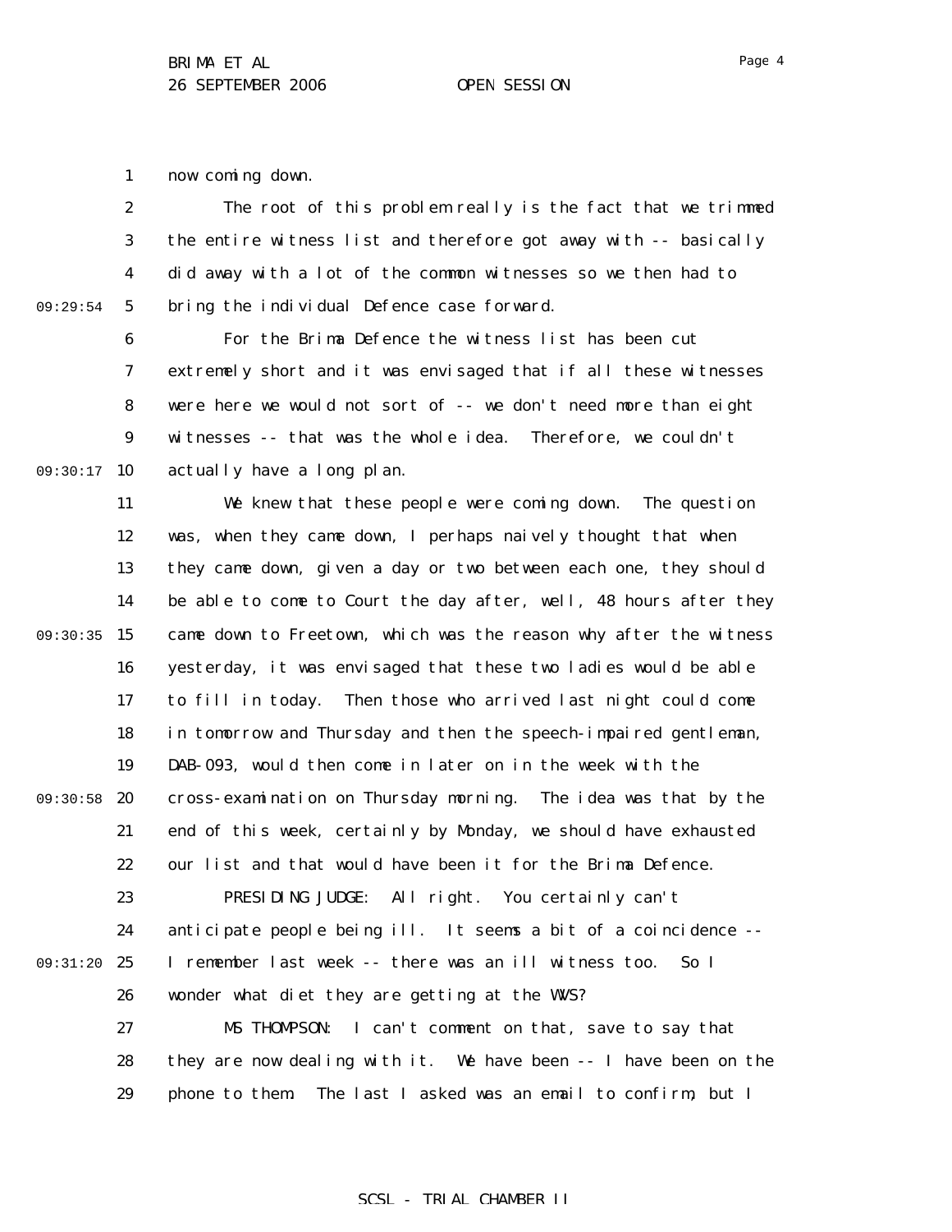now coming down.

The root of this problem really is the fact that we trimmed the entire witness list and therefore got away with -- basically did away with a lot of the common witnesses so we then had to bring the individual Defence case forward.

For the Brima Defence the witness list has been cut extremely short and it was envisaged that if all these witnesses were here we would not sort of -- we don't need more than eight witnesses -- that was the whole idea. Therefore, we couldn't actually have a long plan.

We knew that these people were coming down. The question was, when they came down, I perhaps naively thought that when they came down, given a day or two between each one, they should be able to come to Court the day after, well, 48 hours after they came down to Freetown, which was the reason why after the witness yesterday, it was envisaged that these two ladies would be able to fill in today. Then those who arrived last night could come in tomorrow and Thursday and then the speech-impaired gentleman, DAB-093, would then come in later on in the week with the cross-examination on Thursday morning. The idea was that by the end of this week, certainly by Monday, we should have exhausted our list and that would have been it for the Brima Defence.

PRESIDING JUDGE: All right. You certainly can't anticipate people being ill. It seems a bit of a coincidence -- I remember last week -- there was an ill witness too. So I wonder what diet they are getting at the WVS?

MS THOMPSON: I can't comment on that, save to say that they are now dealing with it. We have been -- I have been on the phone to them. The last I asked was an email to confirm, but I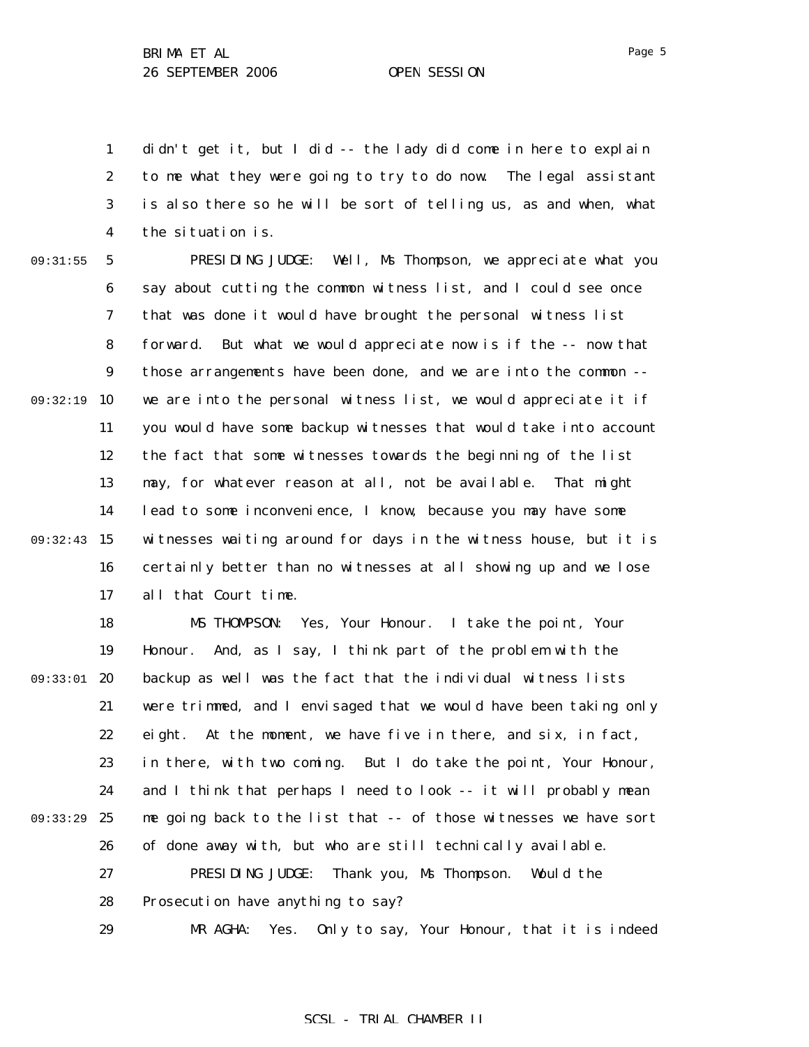didn't get it, but I did -- the lady did come in here to explain to me what they were going to try to do now. The legal assistant is also there so he will be sort of telling us, as and when, what the situation is.

PRESIDING JUDGE: Well, Ms Thompson, we appreciate what you say about cutting the common witness list, and I could see once that was done it would have brought the personal witness list forward. But what we would appreciate now is if the -- now that those arrangements have been done, and we are into the common -- we are into the personal witness list, we would appreciate it if you would have some backup witnesses that would take into account the fact that some witnesses towards the beginning of the list may, for whatever reason at all, not be available. That might lead to some inconvenience, I know, because you may have some witnesses waiting around for days in the witness house, but it is certainly better than no witnesses at all showing up and we lose all that Court time.

MS THOMPSON: Yes, Your Honour. I take the point, Your Honour. And, as I say, I think part of the problem with the backup as well was the fact that the individual witness lists were trimmed, and I envisaged that we would have been taking only eight. At the moment, we have five in there, and six, in fact, in there, with two coming. But I do take the point, Your Honour, and I think that perhaps I need to look -- it will probably mean me going back to the list that -- of those witnesses we have sort of done away with, but who are still technically available.

PRESIDING JUDGE: Thank you, Ms Thompson. Would the Prosecution have anything to say?

MR AGHA: Yes. Only to say, Your Honour, that it is indeed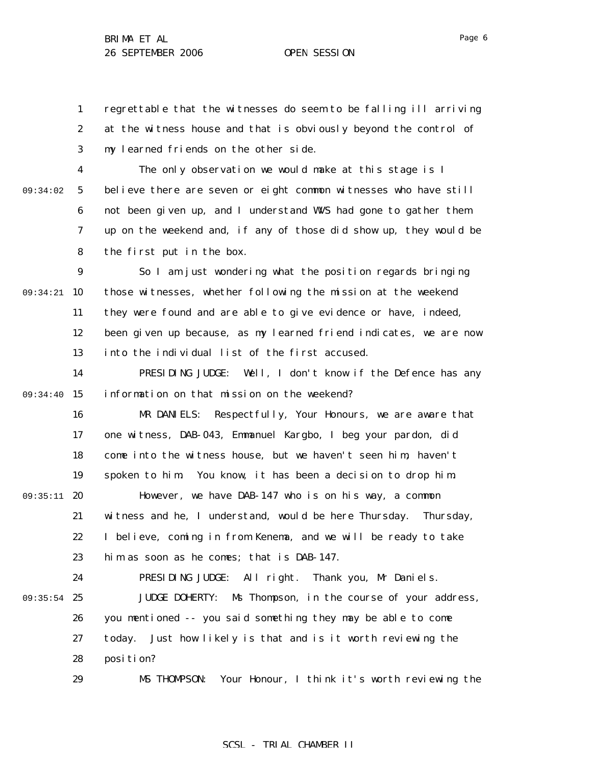regrettable that the witnesses do seem to be falling ill arriving at the witness house and that is obviously beyond the control of my learned friends on the other side.

The only observation we would make at this stage is I believe there are seven or eight common witnesses who have still not been given up, and I understand WVS had gone to gather them up on the weekend and, if any of those did show up, they would be the first put in the box.

So I am just wondering what the position regards bringing those witnesses, whether following the mission at the weekend they were found and are able to give evidence or have, indeed, been given up because, as my learned friend indicates, we are now into the individual list of the first accused.

PRESIDING JUDGE: Well, I don't know if the Defence has any information on that mission on the weekend?

MR DANIELS: Respectfully, Your Honours, we are aware that one witness, DAB-043, Emmanuel Kargbo, I beg your pardon, did come into the witness house, but we haven't seen him, haven't spoken to him. You know, it has been a decision to drop him.

However, we have DAB-147 who is on his way, a common witness and he, I understand, would be here Thursday. Thursday, I believe, coming in from Kenema, and we will be ready to take him as soon as he comes; that is DAB-147.

PRESIDING JUDGE: All right. Thank you, Mr Daniels.

JUDGE DOHERTY: Ms Thompson, in the course of your address, you mentioned -- you said something they may be able to come today. Just how likely is that and is it worth reviewing the position?

MS THOMPSON: Your Honour, I think it's worth reviewing the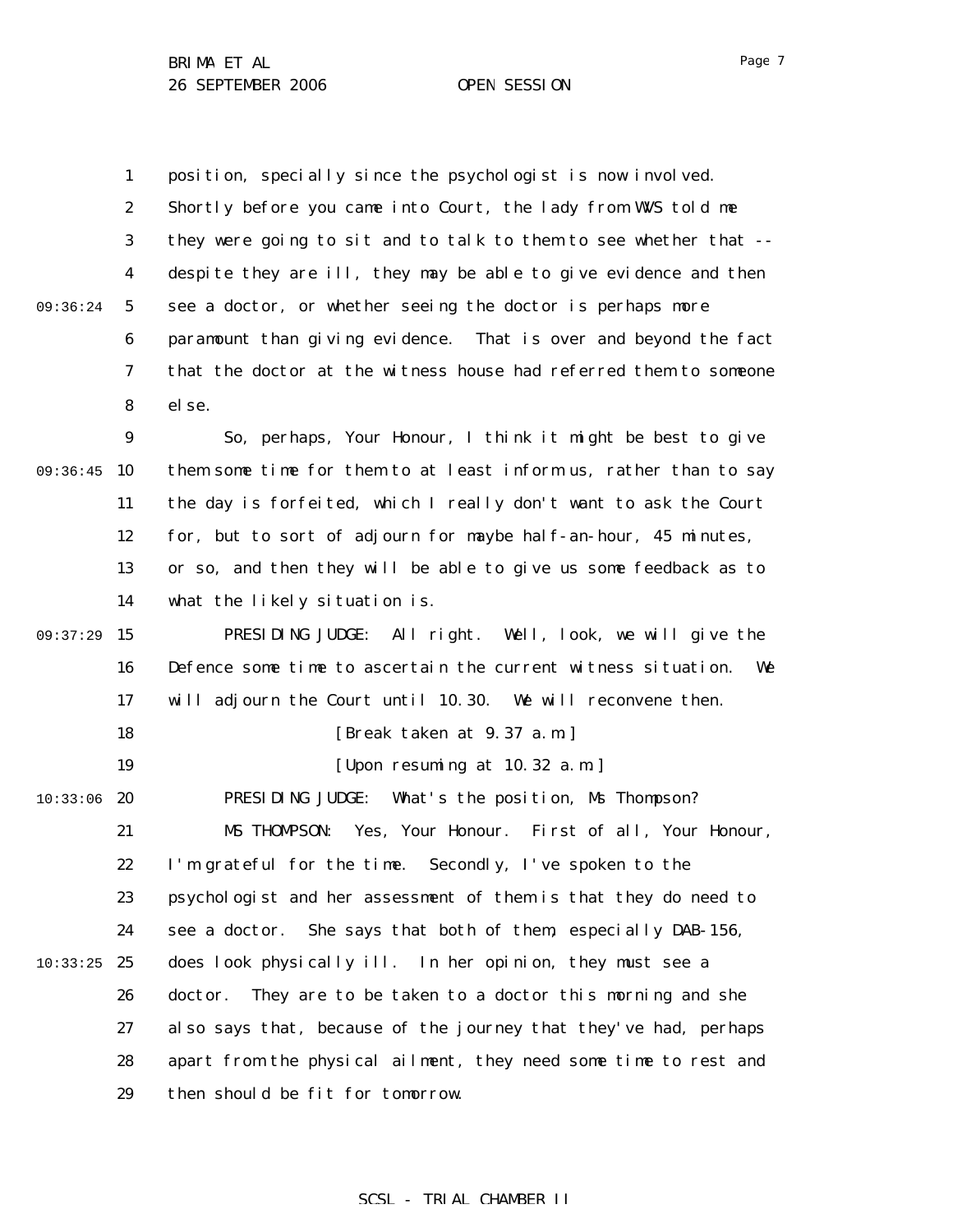position, specially since the psychologist is now involved. Shortly before you came into Court, the lady from WVS told me they were going to sit and to talk to them to see whether that -- despite they are ill, they may be able to give evidence and then see a doctor, or whether seeing the doctor is perhaps more paramount than giving evidence. That is over and beyond the fact that the doctor at the witness house had referred them to someone else.

So, perhaps, Your Honour, I think it might be best to give them some time for them to at least inform us, rather than to say the day is forfeited, which I really don't want to ask the Court for, but to sort of adjourn for maybe half-an-hour, 45 minutes, or so, and then they will be able to give us some feedback as to what the likely situation is.

PRESIDING JUDGE: All right. Well, look, we will give the Defence some time to ascertain the current witness situation. We will adjourn the Court until 10.30. We will reconvene then.

[Break taken at 9.37 a.m.]

[Upon resuming at 10.32 a.m.]

PRESIDING JUDGE: What's the position, Ms Thompson?

MS THOMPSON: Yes, Your Honour. First of all, Your Honour, I'm grateful for the time. Secondly, I've spoken to the psychologist and her assessment of them is that they do need to see a doctor. She says that both of them, especially DAB-156, does look physically ill. In her opinion, they must see a doctor. They are to be taken to a doctor this morning and she also says that, because of the journey that they've had, perhaps apart from the physical ailment, they need some time to rest and then should be fit for tomorrow.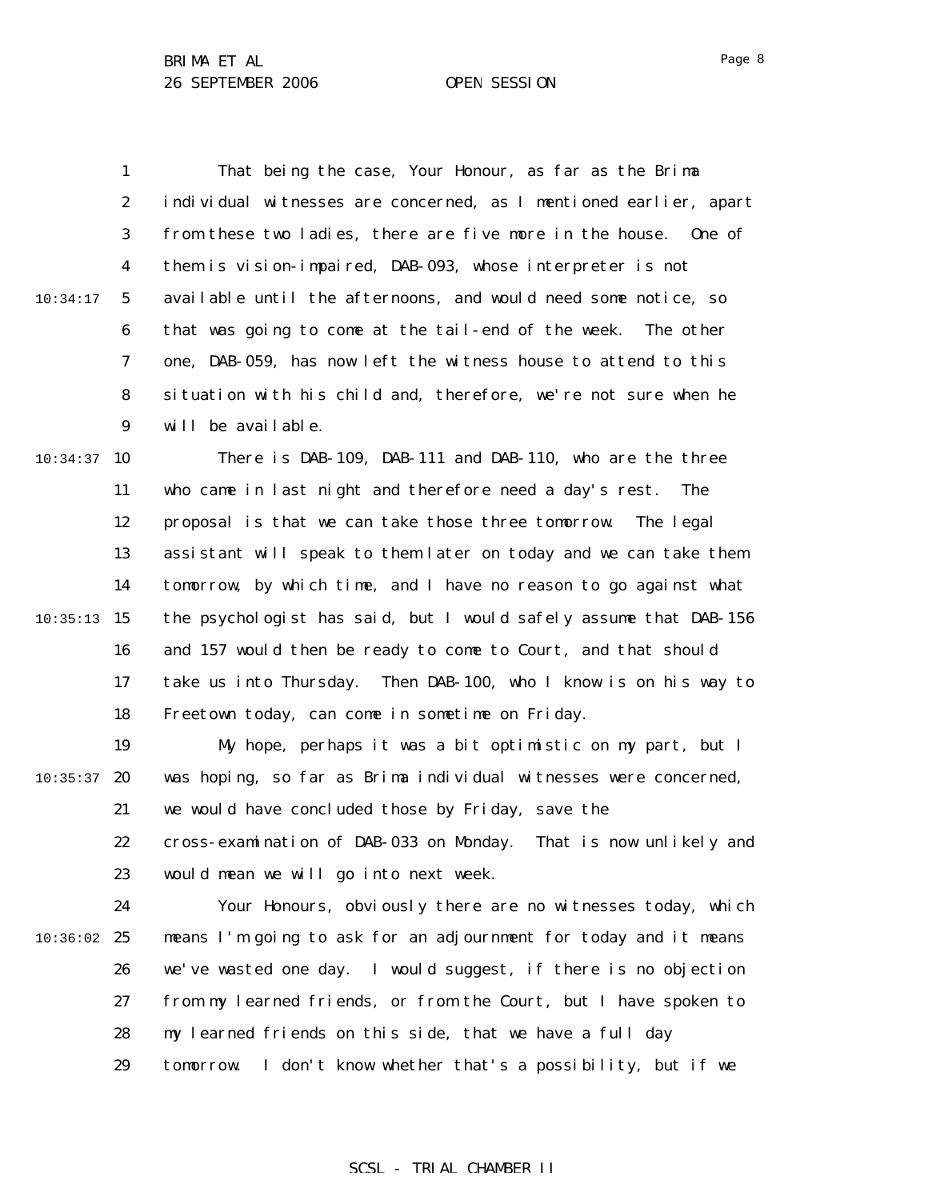That being the case, Your Honour, as far as the Brima individual witnesses are concerned, as I mentioned earlier, apart from these two ladies, there are five more in the house. One of them is vision-impaired, DAB-093, whose interpreter is not available until the afternoons, and would need some notice, so that was going to come at the tail-end of the week. The other one, DAB-059, has now left the witness house to attend to this situation with his child and, therefore, we're not sure when he will be available.

There is DAB-109, DAB-111 and DAB-110, who are the three who came in last night and therefore need a day's rest. The proposal is that we can take those three tomorrow. The legal assistant will speak to them later on today and we can take them tomorrow, by which time, and I have no reason to go against what the psychologist has said, but I would safely assume that DAB-156 and 157 would then be ready to come to Court, and that should take us into Thursday. Then DAB-100, who I know is on his way to Freetown today, can come in sometime on Friday.

My hope, perhaps it was a bit optimistic on my part, but I was hoping, so far as Brima individual witnesses were concerned, we would have concluded those by Friday, save the cross-examination of DAB-033 on Monday. That is now unlikely and would mean we will go into next week.

Your Honours, obviously there are no witnesses today, which means I'm going to ask for an adjournment for today and it means we've wasted one day. I would suggest, if there is no objection from my learned friends, or from the Court, but I have spoken to my learned friends on this side, that we have a full day tomorrow. I don't know whether that's a possibility, but if we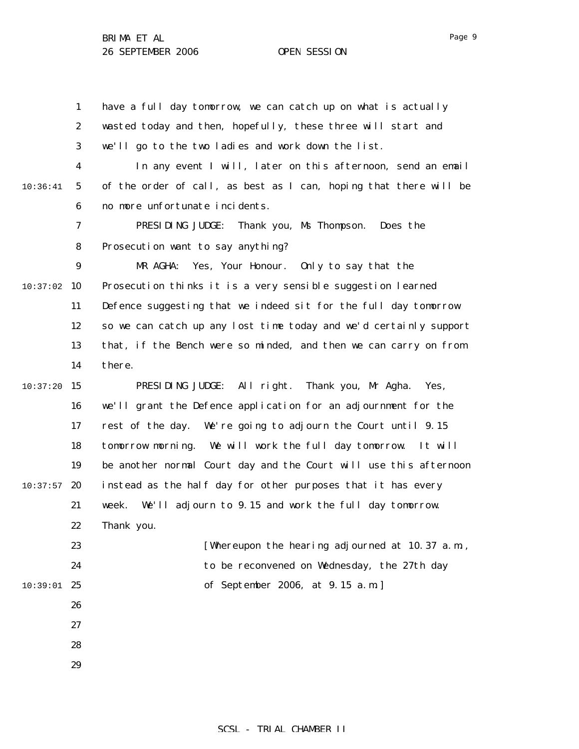have a full day tomorrow, we can catch up on what is actually wasted today and then, hopefully, these three will start and we'll go to the two ladies and work down the list.

In any event I will, later on this afternoon, send an email of the order of call, as best as I can, hoping that there will be no more unfortunate incidents.

PRESIDING JUDGE: Thank you, Ms Thompson. Does the Prosecution want to say anything?

MR AGHA: Yes, Your Honour. Only to say that the Prosecution thinks it is a very sensible suggestion learned Defence suggesting that we indeed sit for the full day tomorrow so we can catch up any lost time today and we'd certainly support that, if the Bench were so minded, and then we can carry on from there.

PRESIDING JUDGE: All right. Thank you, Mr Agha. Yes, we'll grant the Defence application for an adjournment for the rest of the day. We're going to adjourn the Court until 9.15 tomorrow morning. We will work the full day tomorrow. It will be another normal Court day and the Court will use this afternoon instead as the half day for other purposes that it has every week. We'll adjourn to 9.15 and work the full day tomorrow. Thank you.

[Whereupon the hearing adjourned at 10.37 a.m., to be reconvened on Wednesday, the 27th day of September 2006, at 9.15 a.m.]